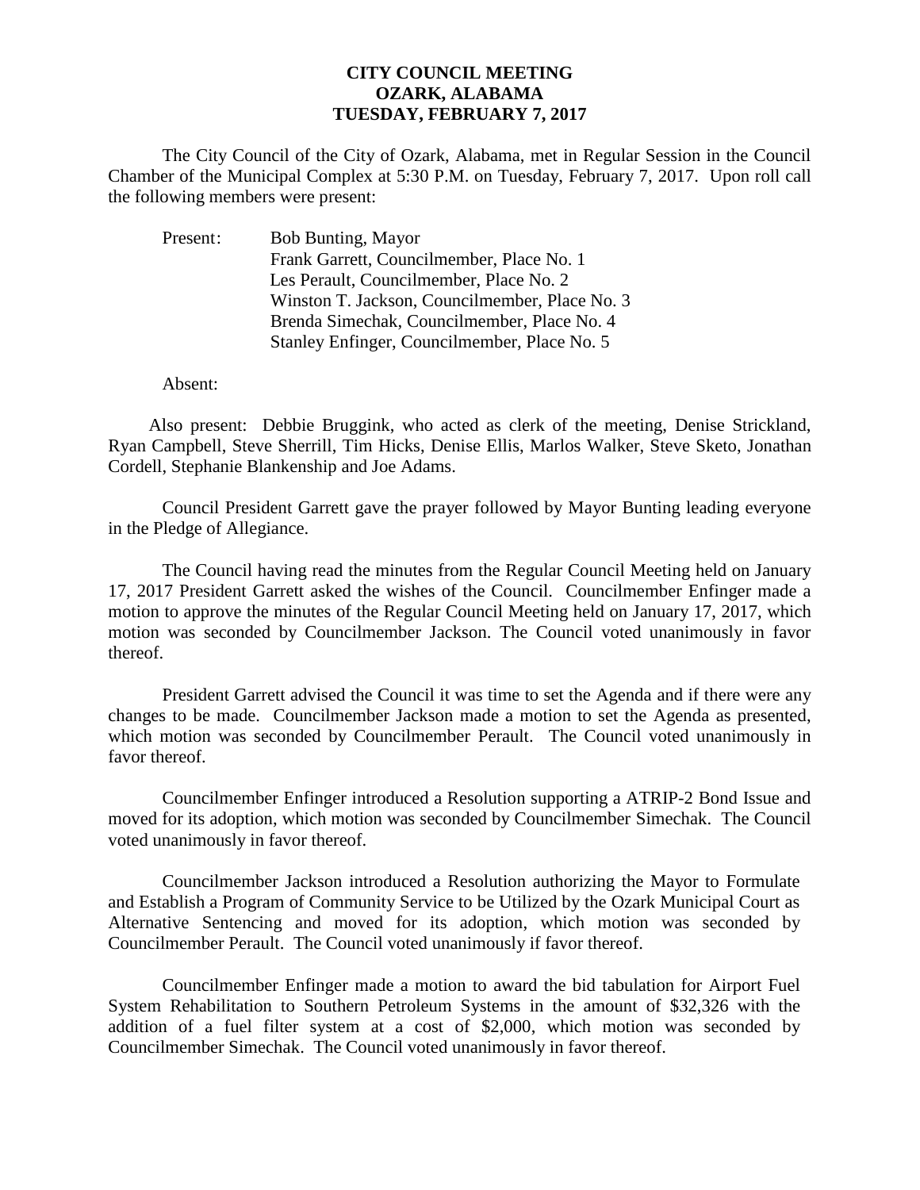# CITY COUNCIL MEETING
# OZARK, ALABAMA
# TUESDAY, FEBRUARY 7, 2017

The City Council of the City of Ozark, Alabama, met in Regular Session in the Council Chamber of the Municipal Complex at 5:30 P.M. on Tuesday, February 7, 2017. Upon roll call the following members were present:

Present: Bob Bunting, Mayor
Frank Garrett, Councilmember, Place No. 1
Les Perault, Councilmember, Place No. 2
Winston T. Jackson, Councilmember, Place No. 3
Brenda Simechak, Councilmember, Place No. 4
Stanley Enfinger, Councilmember, Place No. 5

Absent:

Also present: Debbie Bruggink, who acted as clerk of the meeting, Denise Strickland, Ryan Campbell, Steve Sherrill, Tim Hicks, Denise Ellis, Marlos Walker, Steve Sketo, Jonathan Cordell, Stephanie Blankenship and Joe Adams.

Council President Garrett gave the prayer followed by Mayor Bunting leading everyone in the Pledge of Allegiance.

The Council having read the minutes from the Regular Council Meeting held on January 17, 2017 President Garrett asked the wishes of the Council. Councilmember Enfinger made a motion to approve the minutes of the Regular Council Meeting held on January 17, 2017, which motion was seconded by Councilmember Jackson. The Council voted unanimously in favor thereof.

President Garrett advised the Council it was time to set the Agenda and if there were any changes to be made. Councilmember Jackson made a motion to set the Agenda as presented, which motion was seconded by Councilmember Perault. The Council voted unanimously in favor thereof.

Councilmember Enfinger introduced a Resolution supporting a ATRIP-2 Bond Issue and moved for its adoption, which motion was seconded by Councilmember Simechak. The Council voted unanimously in favor thereof.

Councilmember Jackson introduced a Resolution authorizing the Mayor to Formulate and Establish a Program of Community Service to be Utilized by the Ozark Municipal Court as Alternative Sentencing and moved for its adoption, which motion was seconded by Councilmember Perault. The Council voted unanimously if favor thereof.

Councilmember Enfinger made a motion to award the bid tabulation for Airport Fuel System Rehabilitation to Southern Petroleum Systems in the amount of $32,326 with the addition of a fuel filter system at a cost of $2,000, which motion was seconded by Councilmember Simechak. The Council voted unanimously in favor thereof.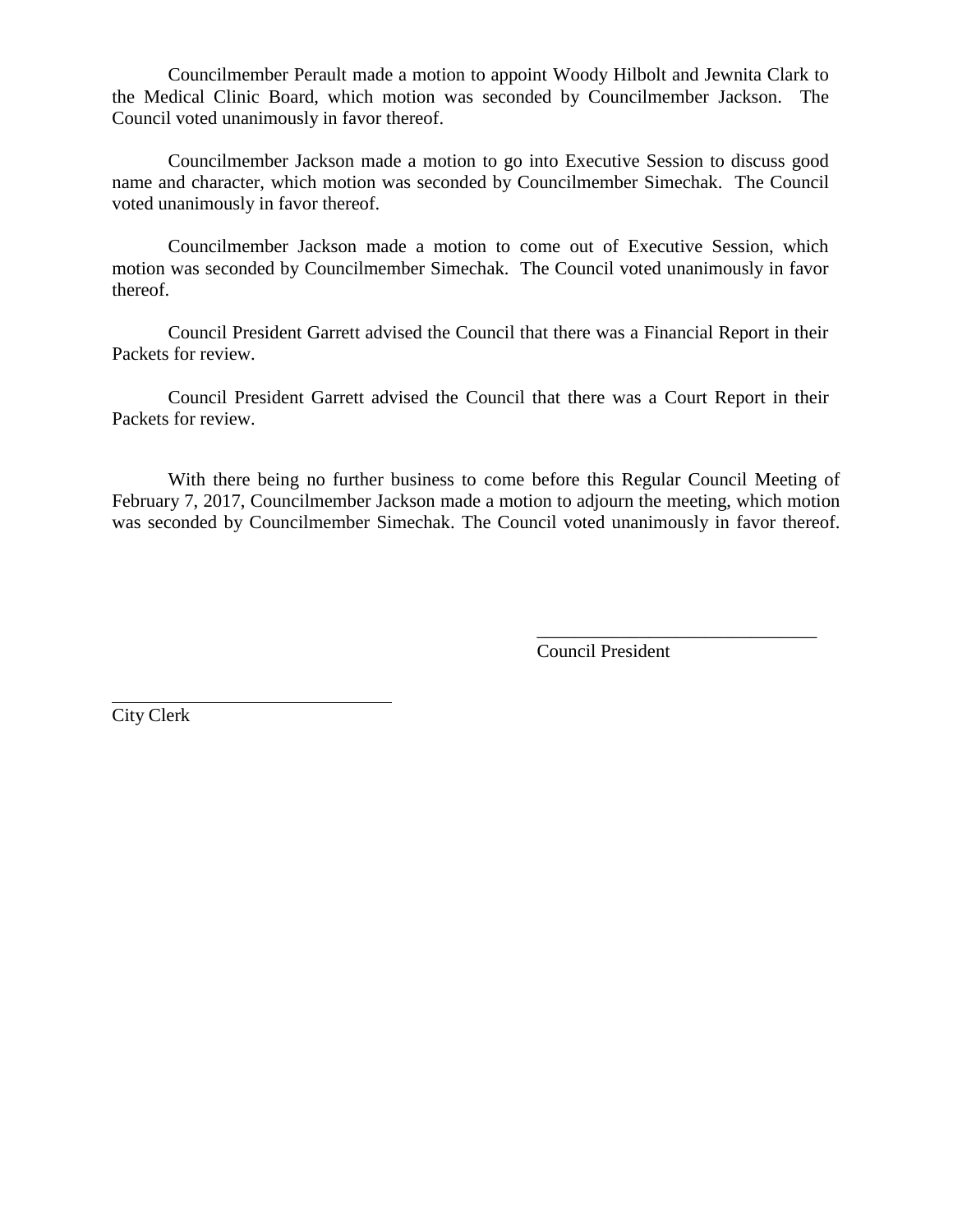Councilmember Perault made a motion to appoint Woody Hilbolt and Jewnita Clark to the Medical Clinic Board, which motion was seconded by Councilmember Jackson. The Council voted unanimously in favor thereof.

Councilmember Jackson made a motion to go into Executive Session to discuss good name and character, which motion was seconded by Councilmember Simechak. The Council voted unanimously in favor thereof.

Councilmember Jackson made a motion to come out of Executive Session, which motion was seconded by Councilmember Simechak. The Council voted unanimously in favor thereof.

Council President Garrett advised the Council that there was a Financial Report in their Packets for review.

Council President Garrett advised the Council that there was a Court Report in their Packets for review.

With there being no further business to come before this Regular Council Meeting of February 7, 2017, Councilmember Jackson made a motion to adjourn the meeting, which motion was seconded by Councilmember Simechak. The Council voted unanimously in favor thereof.

\_\_\_\_\_\_\_\_\_\_\_\_\_\_\_\_\_\_\_\_\_\_\_\_\_\_\_\_\_\_\_
Council President

\_\_\_\_\_\_\_\_\_\_\_\_\_\_\_\_\_\_\_\_\_\_\_\_\_\_\_\_\_\_\_
City Clerk